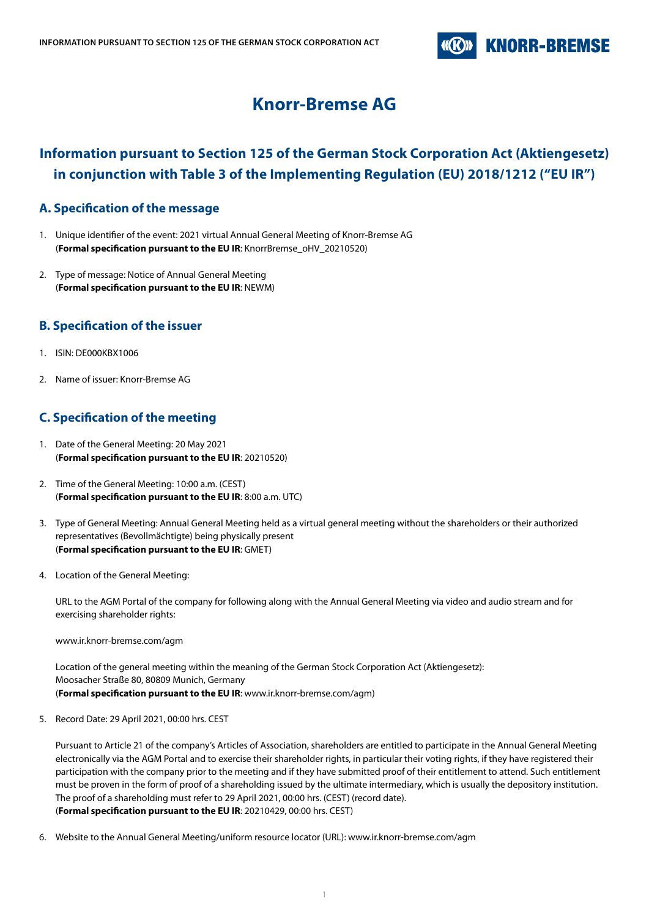# Knorr-Bremse AG

## Information pursuant to Section 125 of the German Stock Corporation Act (Aktiengesetz) in conjunction with Table 3 of the Implementing Regulation (EU) 2018/1212 ("EU IR")

### A. Specification of the message

1. Unique identifier of the event: 2021 virtual Annual General Meeting of Knorr-Bremse AG
   (**Formal specification pursuant to the EU IR**: KnorrBremse_oHV_20210520)

2. Type of message: Notice of Annual General Meeting
   (**Formal specification pursuant to the EU IR**: NEWM)

### B. Specification of the issuer

1. ISIN: DE000KBX1006

2. Name of issuer: Knorr-Bremse AG

### C. Specification of the meeting

1. Date of the General Meeting: 20 May 2021
   (**Formal specification pursuant to the EU IR**: 20210520)

2. Time of the General Meeting: 10:00 a.m. (CEST)
   (**Formal specification pursuant to the EU IR**: 8:00 a.m. UTC)

3. Type of General Meeting: Annual General Meeting held as a virtual general meeting without the shareholders or their authorized representatives (Bevollmächtigte) being physically present
   (**Formal specification pursuant to the EU IR**: GMET)

4. Location of the General Meeting:

   URL to the AGM Portal of the company for following along with the Annual General Meeting via video and audio stream and for exercising shareholder rights:

   www.ir.knorr-bremse.com/agm

   Location of the general meeting within the meaning of the German Stock Corporation Act (Aktiengesetz):
   Moosacher Straße 80, 80809 Munich, Germany
   (**Formal specification pursuant to the EU IR**: www.ir.knorr-bremse.com/agm)

5. Record Date: 29 April 2021, 00:00 hrs. CEST

   Pursuant to Article 21 of the company's Articles of Association, shareholders are entitled to participate in the Annual General Meeting electronically via the AGM Portal and to exercise their shareholder rights, in particular their voting rights, if they have registered their participation with the company prior to the meeting and if they have submitted proof of their entitlement to attend. Such entitlement must be proven in the form of proof of a shareholding issued by the ultimate intermediary, which is usually the depository institution. The proof of a shareholding must refer to 29 April 2021, 00:00 hrs. (CEST) (record date).
   (**Formal specification pursuant to the EU IR**: 20210429, 00:00 hrs. CEST)

6. Website to the Annual General Meeting/uniform resource locator (URL): www.ir.knorr-bremse.com/agm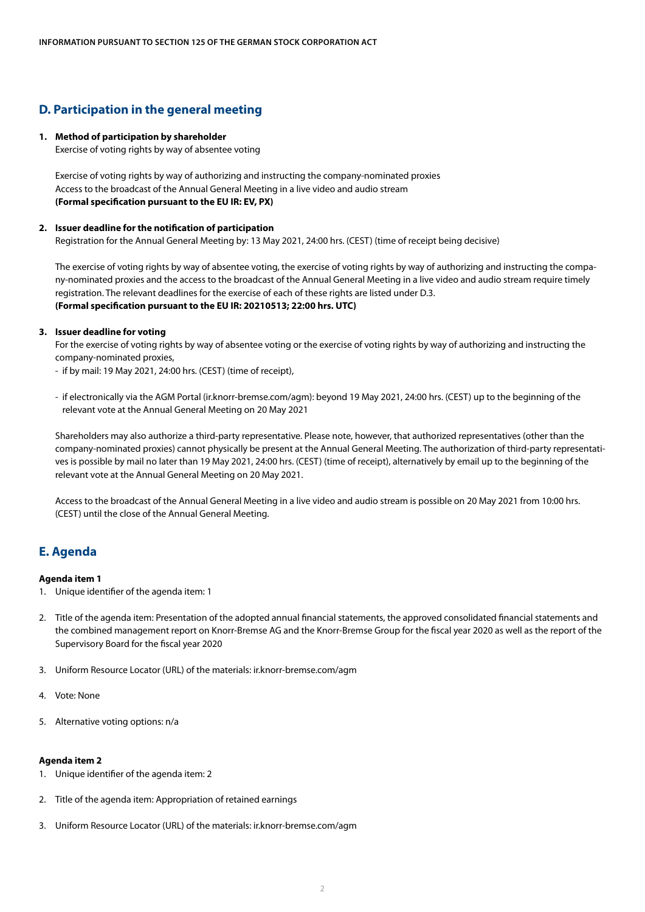## D. Participation in the general meeting

**1. Method of participation by shareholder**

Exercise of voting rights by way of absentee voting

Exercise of voting rights by way of authorizing and instructing the company-nominated proxies
Access to the broadcast of the Annual General Meeting in a live video and audio stream
**(Formal specification pursuant to the EU IR: EV, PX)**

**2. Issuer deadline for the notification of participation**

Registration for the Annual General Meeting by: 13 May 2021, 24:00 hrs. (CEST) (time of receipt being decisive)

The exercise of voting rights by way of absentee voting, the exercise of voting rights by way of authorizing and instructing the company-nominated proxies and the access to the broadcast of the Annual General Meeting in a live video and audio stream require timely registration. The relevant deadlines for the exercise of each of these rights are listed under D.3.
**(Formal specification pursuant to the EU IR: 20210513; 22:00 hrs. UTC)**

**3. Issuer deadline for voting**

For the exercise of voting rights by way of absentee voting or the exercise of voting rights by way of authorizing and instructing the company-nominated proxies,

- if by mail: 19 May 2021, 24:00 hrs. (CEST) (time of receipt),
- if electronically via the AGM Portal (ir.knorr-bremse.com/agm): beyond 19 May 2021, 24:00 hrs. (CEST) up to the beginning of the relevant vote at the Annual General Meeting on 20 May 2021

Shareholders may also authorize a third-party representative. Please note, however, that authorized representatives (other than the company-nominated proxies) cannot physically be present at the Annual General Meeting. The authorization of third-party representatives is possible by mail no later than 19 May 2021, 24:00 hrs. (CEST) (time of receipt), alternatively by email up to the beginning of the relevant vote at the Annual General Meeting on 20 May 2021.

Access to the broadcast of the Annual General Meeting in a live video and audio stream is possible on 20 May 2021 from 10:00 hrs. (CEST) until the close of the Annual General Meeting.

## E. Agenda

**Agenda item 1**

1. Unique identifier of the agenda item: 1
2. Title of the agenda item: Presentation of the adopted annual financial statements, the approved consolidated financial statements and the combined management report on Knorr-Bremse AG and the Knorr-Bremse Group for the fiscal year 2020 as well as the report of the Supervisory Board for the fiscal year 2020
3. Uniform Resource Locator (URL) of the materials: ir.knorr-bremse.com/agm
4. Vote: None
5. Alternative voting options: n/a

**Agenda item 2**

1. Unique identifier of the agenda item: 2
2. Title of the agenda item: Appropriation of retained earnings
3. Uniform Resource Locator (URL) of the materials: ir.knorr-bremse.com/agm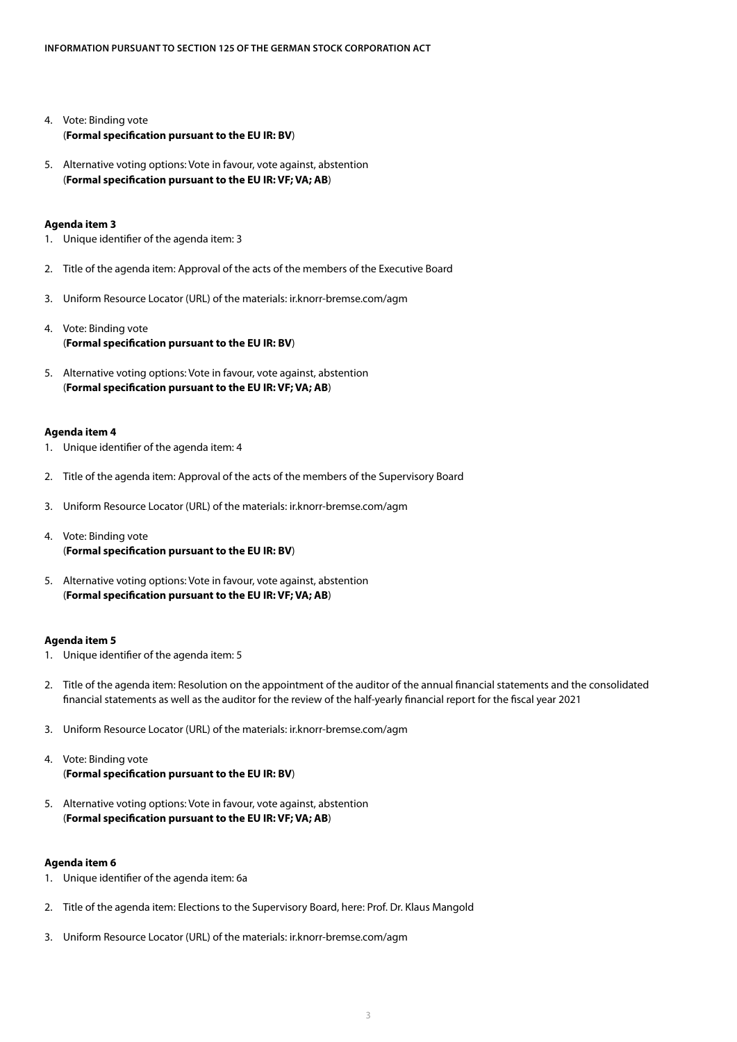4. Vote: Binding vote
   (**Formal specification pursuant to the EU IR: BV**)

5. Alternative voting options: Vote in favour, vote against, abstention
   (**Formal specification pursuant to the EU IR: VF; VA; AB**)

**Agenda item 3**

1. Unique identifier of the agenda item: 3

2. Title of the agenda item: Approval of the acts of the members of the Executive Board

3. Uniform Resource Locator (URL) of the materials: ir.knorr-bremse.com/agm

4. Vote: Binding vote
   (**Formal specification pursuant to the EU IR: BV**)

5. Alternative voting options: Vote in favour, vote against, abstention
   (**Formal specification pursuant to the EU IR: VF; VA; AB**)

**Agenda item 4**

1. Unique identifier of the agenda item: 4

2. Title of the agenda item: Approval of the acts of the members of the Supervisory Board

3. Uniform Resource Locator (URL) of the materials: ir.knorr-bremse.com/agm

4. Vote: Binding vote
   (**Formal specification pursuant to the EU IR: BV**)

5. Alternative voting options: Vote in favour, vote against, abstention
   (**Formal specification pursuant to the EU IR: VF; VA; AB**)

**Agenda item 5**

1. Unique identifier of the agenda item: 5

2. Title of the agenda item: Resolution on the appointment of the auditor of the annual financial statements and the consolidated financial statements as well as the auditor for the review of the half-yearly financial report for the fiscal year 2021

3. Uniform Resource Locator (URL) of the materials: ir.knorr-bremse.com/agm

4. Vote: Binding vote
   (**Formal specification pursuant to the EU IR: BV**)

5. Alternative voting options: Vote in favour, vote against, abstention
   (**Formal specification pursuant to the EU IR: VF; VA; AB**)

**Agenda item 6**

1. Unique identifier of the agenda item: 6a

2. Title of the agenda item: Elections to the Supervisory Board, here: Prof. Dr. Klaus Mangold

3. Uniform Resource Locator (URL) of the materials: ir.knorr-bremse.com/agm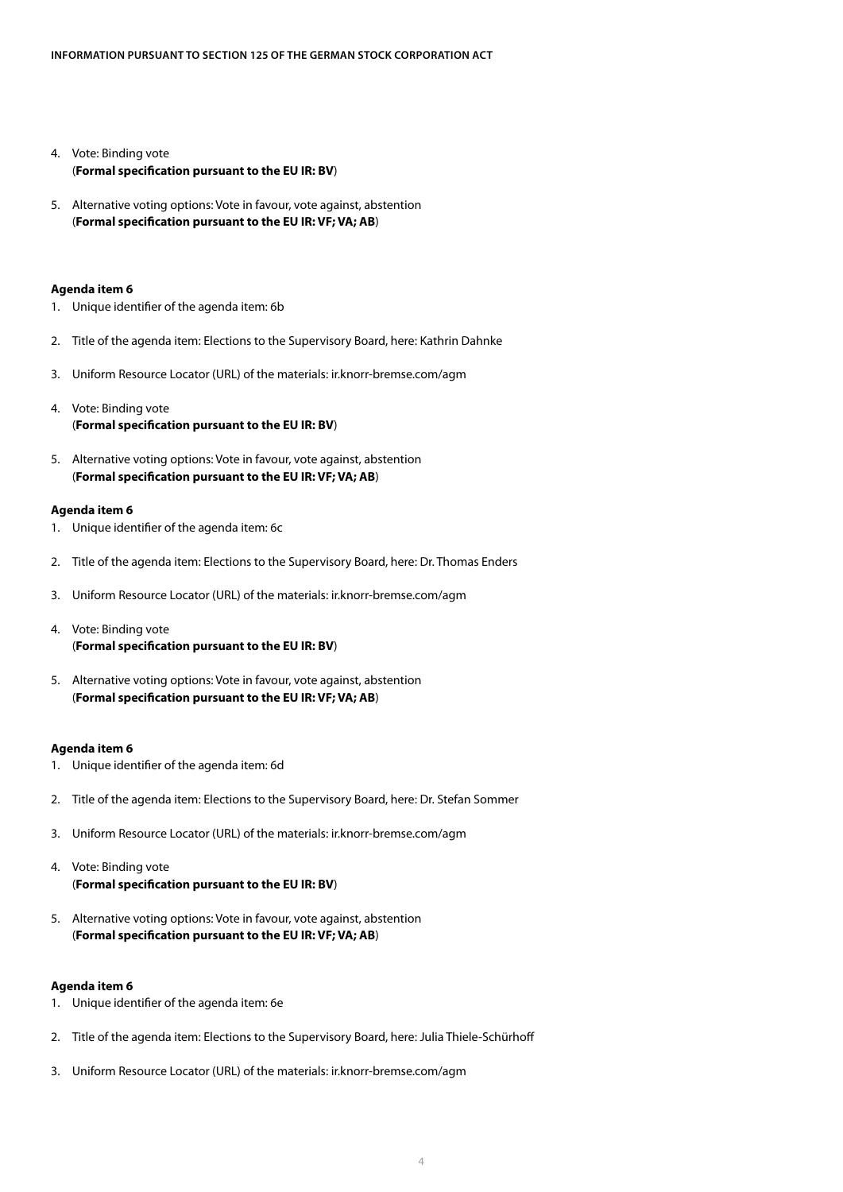4. Vote: Binding vote
   (**Formal specification pursuant to the EU IR: BV**)

5. Alternative voting options: Vote in favour, vote against, abstention
   (**Formal specification pursuant to the EU IR: VF; VA; AB**)

**Agenda item 6**

1. Unique identifier of the agenda item: 6b

2. Title of the agenda item: Elections to the Supervisory Board, here: Kathrin Dahnke

3. Uniform Resource Locator (URL) of the materials: ir.knorr-bremse.com/agm

4. Vote: Binding vote
   (**Formal specification pursuant to the EU IR: BV**)

5. Alternative voting options: Vote in favour, vote against, abstention
   (**Formal specification pursuant to the EU IR: VF; VA; AB**)

**Agenda item 6**

1. Unique identifier of the agenda item: 6c

2. Title of the agenda item: Elections to the Supervisory Board, here: Dr. Thomas Enders

3. Uniform Resource Locator (URL) of the materials: ir.knorr-bremse.com/agm

4. Vote: Binding vote
   (**Formal specification pursuant to the EU IR: BV**)

5. Alternative voting options: Vote in favour, vote against, abstention
   (**Formal specification pursuant to the EU IR: VF; VA; AB**)

**Agenda item 6**

1. Unique identifier of the agenda item: 6d

2. Title of the agenda item: Elections to the Supervisory Board, here: Dr. Stefan Sommer

3. Uniform Resource Locator (URL) of the materials: ir.knorr-bremse.com/agm

4. Vote: Binding vote
   (**Formal specification pursuant to the EU IR: BV**)

5. Alternative voting options: Vote in favour, vote against, abstention
   (**Formal specification pursuant to the EU IR: VF; VA; AB**)

**Agenda item 6**

1. Unique identifier of the agenda item: 6e

2. Title of the agenda item: Elections to the Supervisory Board, here: Julia Thiele-Schürhoff

3. Uniform Resource Locator (URL) of the materials: ir.knorr-bremse.com/agm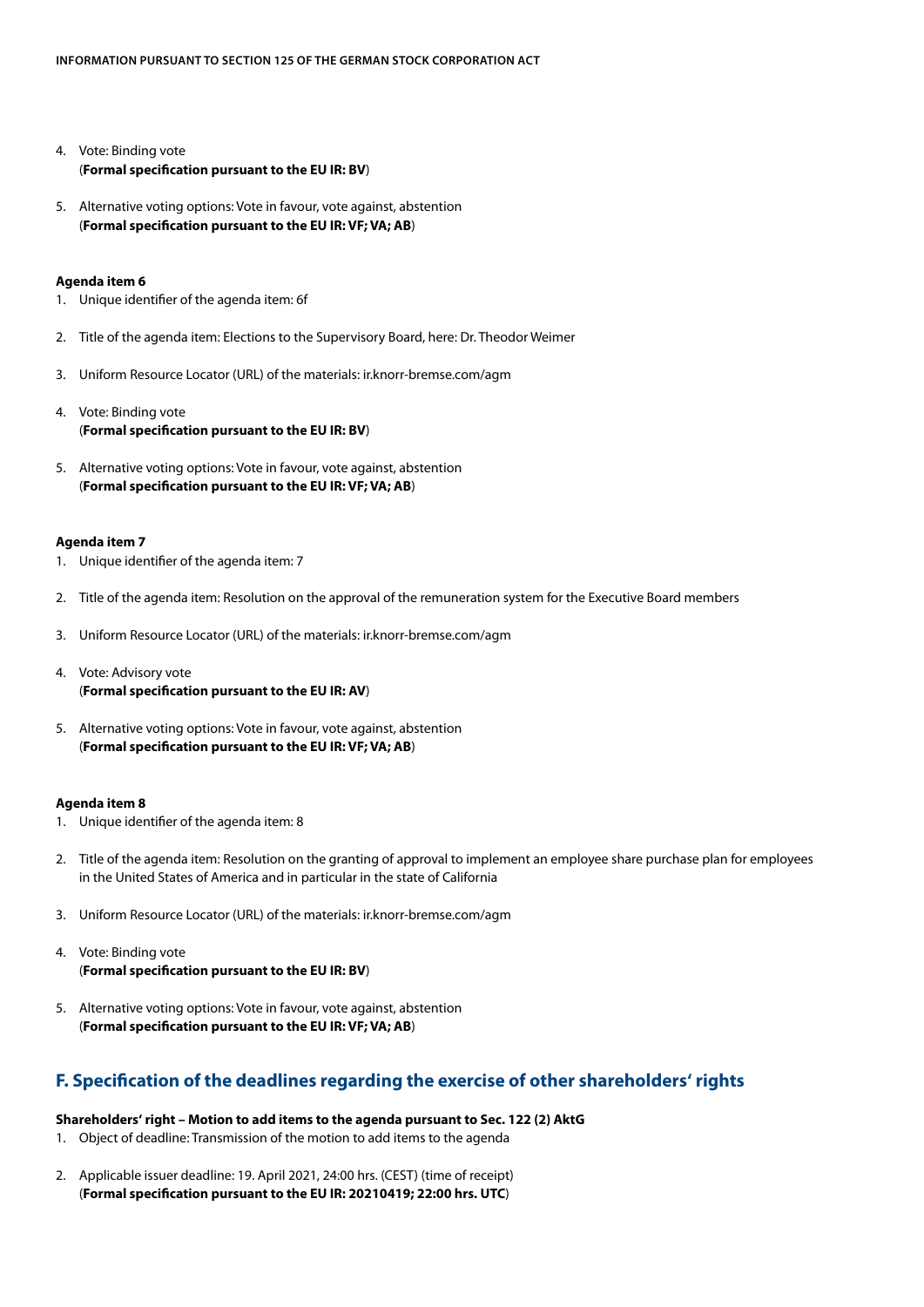4. Vote: Binding vote
   (**Formal specification pursuant to the EU IR: BV**)

5. Alternative voting options: Vote in favour, vote against, abstention
   (**Formal specification pursuant to the EU IR: VF; VA; AB**)

**Agenda item 6**

1. Unique identifier of the agenda item: 6f

2. Title of the agenda item: Elections to the Supervisory Board, here: Dr. Theodor Weimer

3. Uniform Resource Locator (URL) of the materials: ir.knorr-bremse.com/agm

4. Vote: Binding vote
   (**Formal specification pursuant to the EU IR: BV**)

5. Alternative voting options: Vote in favour, vote against, abstention
   (**Formal specification pursuant to the EU IR: VF; VA; AB**)

**Agenda item 7**

1. Unique identifier of the agenda item: 7

2. Title of the agenda item: Resolution on the approval of the remuneration system for the Executive Board members

3. Uniform Resource Locator (URL) of the materials: ir.knorr-bremse.com/agm

4. Vote: Advisory vote
   (**Formal specification pursuant to the EU IR: AV**)

5. Alternative voting options: Vote in favour, vote against, abstention
   (**Formal specification pursuant to the EU IR: VF; VA; AB**)

**Agenda item 8**

1. Unique identifier of the agenda item: 8

2. Title of the agenda item: Resolution on the granting of approval to implement an employee share purchase plan for employees in the United States of America and in particular in the state of California

3. Uniform Resource Locator (URL) of the materials: ir.knorr-bremse.com/agm

4. Vote: Binding vote
   (**Formal specification pursuant to the EU IR: BV**)

5. Alternative voting options: Vote in favour, vote against, abstention
   (**Formal specification pursuant to the EU IR: VF; VA; AB**)

## F. Specification of the deadlines regarding the exercise of other shareholders' rights

**Shareholders' right – Motion to add items to the agenda pursuant to Sec. 122 (2) AktG**

1. Object of deadline: Transmission of the motion to add items to the agenda

2. Applicable issuer deadline: 19. April 2021, 24:00 hrs. (CEST) (time of receipt)
   (**Formal specification pursuant to the EU IR: 20210419; 22:00 hrs. UTC**)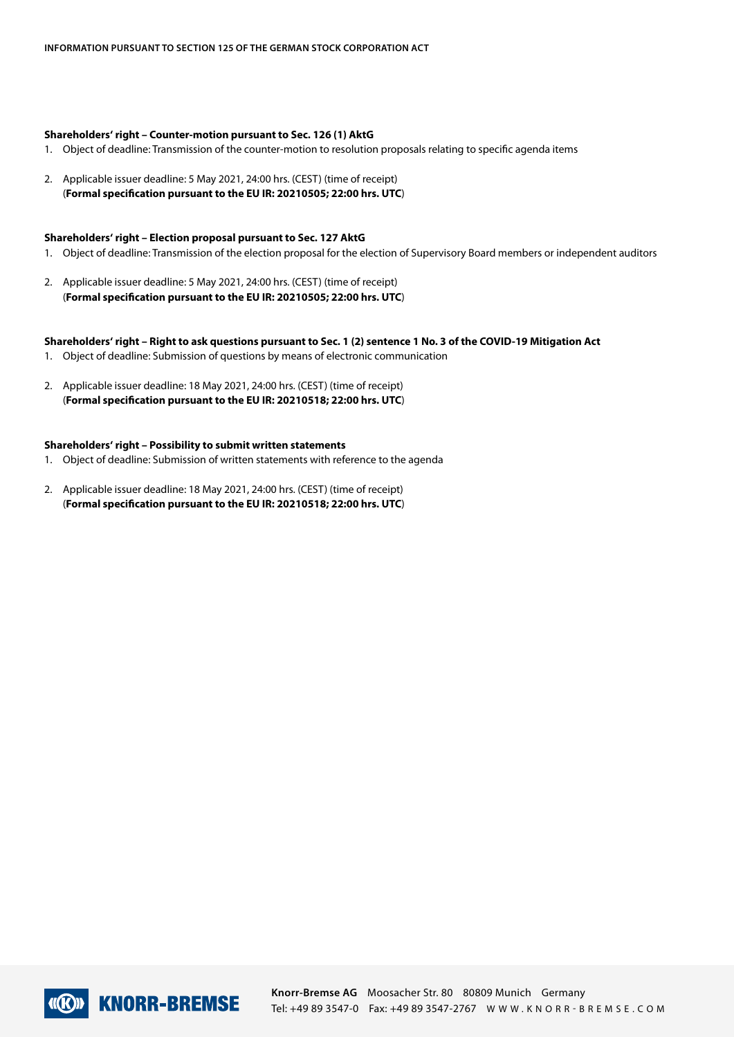**Shareholders' right – Counter-motion pursuant to Sec. 126 (1) AktG**

1. Object of deadline: Transmission of the counter-motion to resolution proposals relating to specific agenda items
2. Applicable issuer deadline: 5 May 2021, 24:00 hrs. (CEST) (time of receipt)
   (**Formal specification pursuant to the EU IR: 20210505; 22:00 hrs. UTC**)

**Shareholders' right – Election proposal pursuant to Sec. 127 AktG**

1. Object of deadline: Transmission of the election proposal for the election of Supervisory Board members or independent auditors
2. Applicable issuer deadline: 5 May 2021, 24:00 hrs. (CEST) (time of receipt)
   (**Formal specification pursuant to the EU IR: 20210505; 22:00 hrs. UTC**)

**Shareholders' right – Right to ask questions pursuant to Sec. 1 (2) sentence 1 No. 3 of the COVID-19 Mitigation Act**

1. Object of deadline: Submission of questions by means of electronic communication
2. Applicable issuer deadline: 18 May 2021, 24:00 hrs. (CEST) (time of receipt)
   (**Formal specification pursuant to the EU IR: 20210518; 22:00 hrs. UTC**)

**Shareholders' right – Possibility to submit written statements**

1. Object of deadline: Submission of written statements with reference to the agenda
2. Applicable issuer deadline: 18 May 2021, 24:00 hrs. (CEST) (time of receipt)
   (**Formal specification pursuant to the EU IR: 20210518; 22:00 hrs. UTC**)

**Knorr-Bremse AG** Moosacher Str. 80 80809 Munich Germany
Tel: +49 89 3547-0 Fax: +49 89 3547-2767 WWW.KNORR-BREMSE.COM